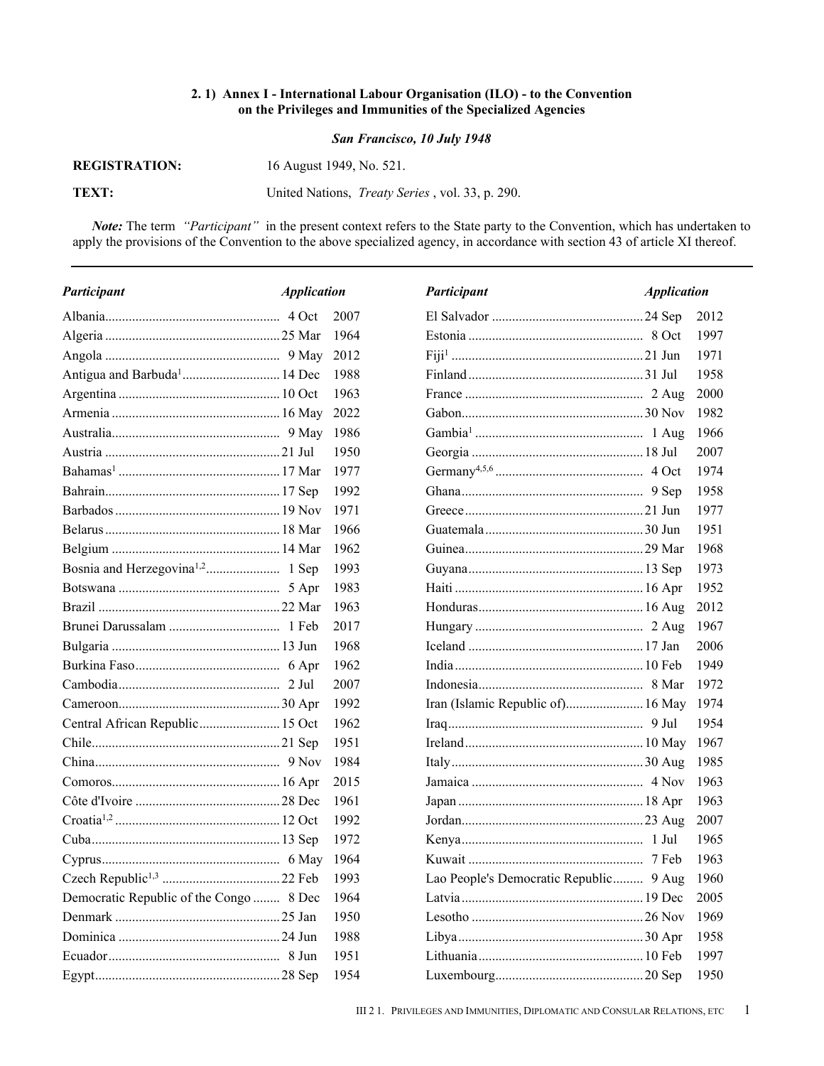## 2. 1) Annex I - International Labour Organisation (ILO) - to the Convention on the Privileges and Immunities of the Specialized Agencies

***San Francisco, 10 July 1948***

**REGISTRATION:** 16 August 1949, No. 521.

**TEXT:** United Nations, *Treaty Series* , vol. 33, p. 290.

***Note:*** The term *"Participant"* in the present context refers to the State party to the Convention, which has undertaken to apply the provisions of the Convention to the above specialized agency, in accordance with section 43 of article XI thereof.

| *Participant* | *Application* |
|---|---|
| Albania | 4 Oct 2007 |
| Algeria | 25 Mar 1964 |
| Angola | 9 May 2012 |
| Antigua and Barbuda[1] | 14 Dec 1988 |
| Argentina | 10 Oct 1963 |
| Armenia | 16 May 2022 |
| Australia | 9 May 1986 |
| Austria | 21 Jul 1950 |
| Bahamas[1] | 17 Mar 1977 |
| Bahrain | 17 Sep 1992 |
| Barbados | 19 Nov 1971 |
| Belarus | 18 Mar 1966 |
| Belgium | 14 Mar 1962 |
| Bosnia and Herzegovina[1,2] | 1 Sep 1993 |
| Botswana | 5 Apr 1983 |
| Brazil | 22 Mar 1963 |
| Brunei Darussalam | 1 Feb 2017 |
| Bulgaria | 13 Jun 1968 |
| Burkina Faso | 6 Apr 1962 |
| Cambodia | 2 Jul 2007 |
| Cameroon | 30 Apr 1992 |
| Central African Republic | 15 Oct 1962 |
| Chile | 21 Sep 1951 |
| China | 9 Nov 1984 |
| Comoros | 16 Apr 2015 |
| Côte d'Ivoire | 28 Dec 1961 |
| Croatia[1,2] | 12 Oct 1992 |
| Cuba | 13 Sep 1972 |
| Cyprus | 6 May 1964 |
| Czech Republic[1,3] | 22 Feb 1993 |
| Democratic Republic of the Congo | 8 Dec 1964 |
| Denmark | 25 Jan 1950 |
| Dominica | 24 Jun 1988 |
| Ecuador | 8 Jun 1951 |
| Egypt | 28 Sep 1954 |
| El Salvador | 24 Sep 2012 |
| Estonia | 8 Oct 1997 |
| Fiji[1] | 21 Jun 1971 |
| Finland | 31 Jul 1958 |
| France | 2 Aug 2000 |
| Gabon | 30 Nov 1982 |
| Gambia[1] | 1 Aug 1966 |
| Georgia | 18 Jul 2007 |
| Germany[4,5,6] | 4 Oct 1974 |
| Ghana | 9 Sep 1958 |
| Greece | 21 Jun 1977 |
| Guatemala | 30 Jun 1951 |
| Guinea | 29 Mar 1968 |
| Guyana | 13 Sep 1973 |
| Haiti | 16 Apr 1952 |
| Honduras | 16 Aug 2012 |
| Hungary | 2 Aug 1967 |
| Iceland | 17 Jan 2006 |
| India | 10 Feb 1949 |
| Indonesia | 8 Mar 1972 |
| Iran (Islamic Republic of) | 16 May 1974 |
| Iraq | 9 Jul 1954 |
| Ireland | 10 May 1967 |
| Italy | 30 Aug 1985 |
| Jamaica | 4 Nov 1963 |
| Japan | 18 Apr 1963 |
| Jordan | 23 Aug 2007 |
| Kenya | 1 Jul 1965 |
| Kuwait | 7 Feb 1963 |
| Lao People's Democratic Republic | 9 Aug 1960 |
| Latvia | 19 Dec 2005 |
| Lesotho | 26 Nov 1969 |
| Libya | 30 Apr 1958 |
| Lithuania | 10 Feb 1997 |
| Luxembourg | 20 Sep 1950 |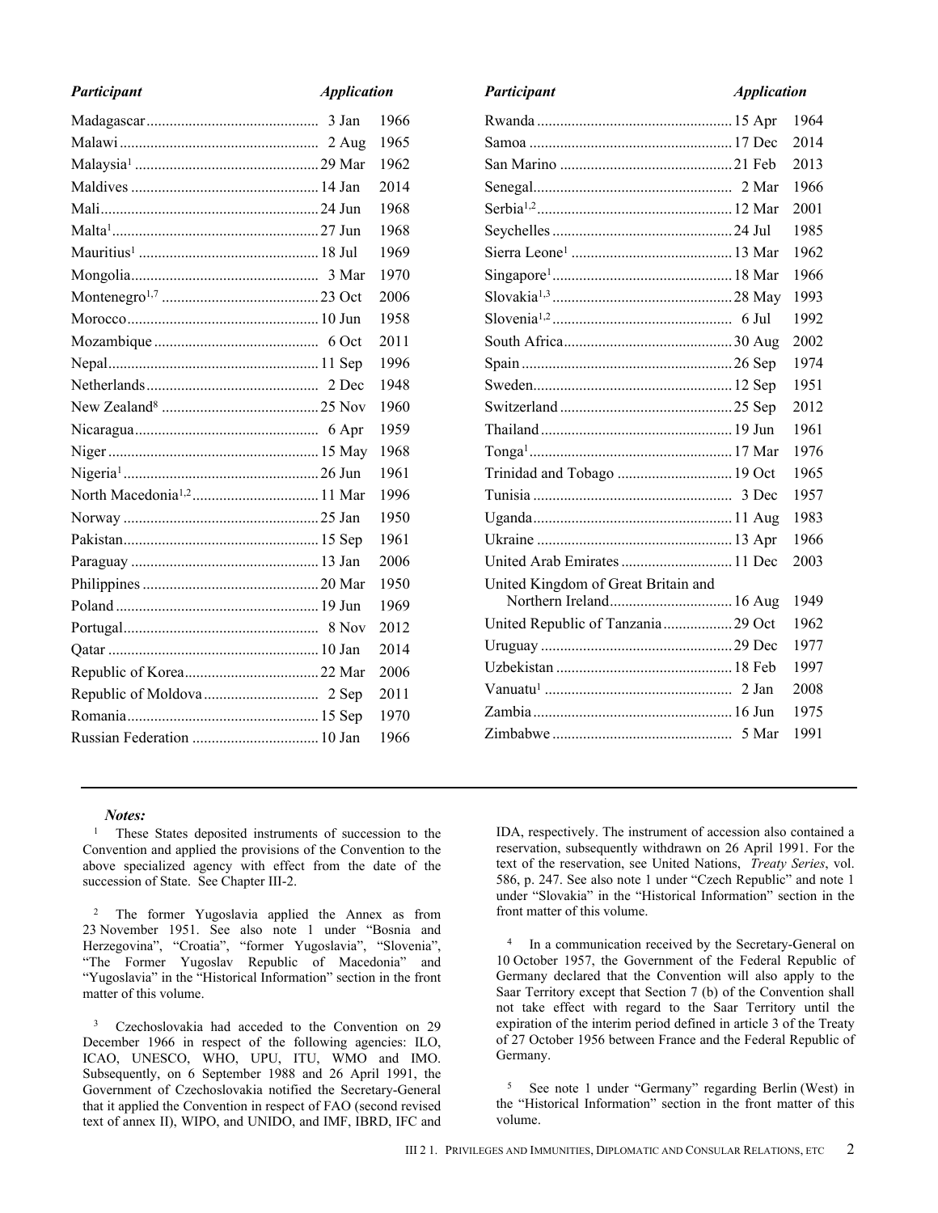| Participant | Application |
|---|---|
| Madagascar | 3 Jan 1966 |
| Malawi | 2 Aug 1965 |
| Malaysia[1] | 29 Mar 1962 |
| Maldives | 14 Jan 2014 |
| Mali | 24 Jun 1968 |
| Malta[1] | 27 Jun 1968 |
| Mauritius[1] | 18 Jul 1969 |
| Mongolia | 3 Mar 1970 |
| Montenegro[1,7] | 23 Oct 2006 |
| Morocco | 10 Jun 1958 |
| Mozambique | 6 Oct 2011 |
| Nepal | 11 Sep 1996 |
| Netherlands | 2 Dec 1948 |
| New Zealand[8] | 25 Nov 1960 |
| Nicaragua | 6 Apr 1959 |
| Niger | 15 May 1968 |
| Nigeria[1] | 26 Jun 1961 |
| North Macedonia[1,2] | 11 Mar 1996 |
| Norway | 25 Jan 1950 |
| Pakistan | 15 Sep 1961 |
| Paraguay | 13 Jan 2006 |
| Philippines | 20 Mar 1950 |
| Poland | 19 Jun 1969 |
| Portugal | 8 Nov 2012 |
| Qatar | 10 Jan 2014 |
| Republic of Korea | 22 Mar 2006 |
| Republic of Moldova | 2 Sep 2011 |
| Romania | 15 Sep 1970 |
| Russian Federation | 10 Jan 1966 |
| Rwanda | 15 Apr 1964 |
| Samoa | 17 Dec 2014 |
| San Marino | 21 Feb 2013 |
| Senegal | 2 Mar 1966 |
| Serbia[1,2] | 12 Mar 2001 |
| Seychelles | 24 Jul 1985 |
| Sierra Leone[1] | 13 Mar 1962 |
| Singapore[1] | 18 Mar 1966 |
| Slovakia[1,3] | 28 May 1993 |
| Slovenia[1,2] | 6 Jul 1992 |
| South Africa | 30 Aug 2002 |
| Spain | 26 Sep 1974 |
| Sweden | 12 Sep 1951 |
| Switzerland | 25 Sep 2012 |
| Thailand | 19 Jun 1961 |
| Tonga[1] | 17 Mar 1976 |
| Trinidad and Tobago | 19 Oct 1965 |
| Tunisia | 3 Dec 1957 |
| Uganda | 11 Aug 1983 |
| Ukraine | 13 Apr 1966 |
| United Arab Emirates | 11 Dec 2003 |
| United Kingdom of Great Britain and Northern Ireland | 16 Aug 1949 |
| United Republic of Tanzania | 29 Oct 1962 |
| Uruguay | 29 Dec 1977 |
| Uzbekistan | 18 Feb 1997 |
| Vanuatu[1] | 2 Jan 2008 |
| Zambia | 16 Jun 1975 |
| Zimbabwe | 5 Mar 1991 |

*Notes:*

[1] These States deposited instruments of succession to the Convention and applied the provisions of the Convention to the above specialized agency with effect from the date of the succession of State. See Chapter III-2.

[2] The former Yugoslavia applied the Annex as from 23 November 1951. See also note 1 under "Bosnia and Herzegovina", "Croatia", "former Yugoslavia", "Slovenia", "The Former Yugoslav Republic of Macedonia" and "Yugoslavia" in the "Historical Information" section in the front matter of this volume.

[3] Czechoslovakia had acceded to the Convention on 29 December 1966 in respect of the following agencies: ILO, ICAO, UNESCO, WHO, UPU, ITU, WMO and IMO. Subsequently, on 6 September 1988 and 26 April 1991, the Government of Czechoslovakia notified the Secretary-General that it applied the Convention in respect of FAO (second revised text of annex II), WIPO, and UNIDO, and IMF, IBRD, IFC and IDA, respectively. The instrument of accession also contained a reservation, subsequently withdrawn on 26 April 1991. For the text of the reservation, see United Nations, *Treaty Series*, vol. 586, p. 247. See also note 1 under "Czech Republic" and note 1 under "Slovakia" in the "Historical Information" section in the front matter of this volume.

[4] In a communication received by the Secretary-General on 10 October 1957, the Government of the Federal Republic of Germany declared that the Convention will also apply to the Saar Territory except that Section 7 (b) of the Convention shall not take effect with regard to the Saar Territory until the expiration of the interim period defined in article 3 of the Treaty of 27 October 1956 between France and the Federal Republic of Germany.

[5] See note 1 under "Germany" regarding Berlin (West) in the "Historical Information" section in the front matter of this volume.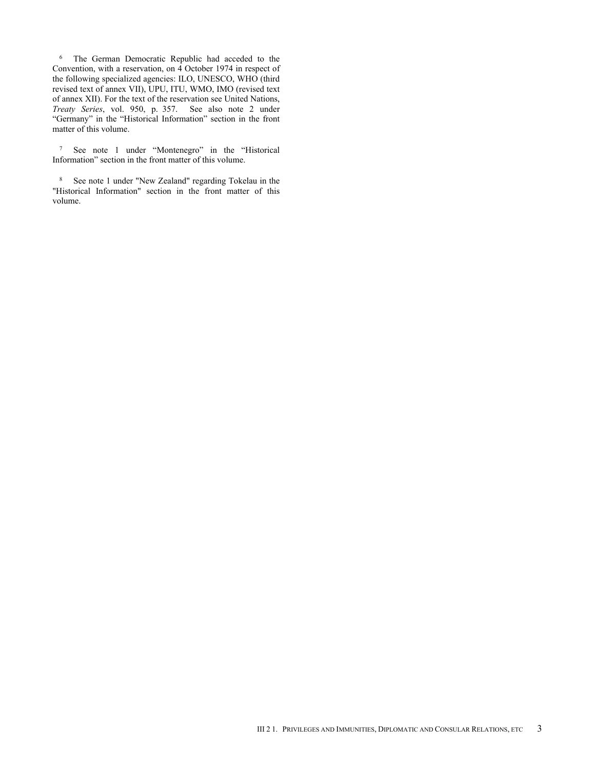[6] The German Democratic Republic had acceded to the Convention, with a reservation, on 4 October 1974 in respect of the following specialized agencies: ILO, UNESCO, WHO (third revised text of annex VII), UPU, ITU, WMO, IMO (revised text of annex XII). For the text of the reservation see United Nations, *Treaty Series*, vol. 950, p. 357. See also note 2 under "Germany" in the "Historical Information" section in the front matter of this volume.

[7] See note 1 under "Montenegro" in the "Historical Information" section in the front matter of this volume.

[8] See note 1 under "New Zealand" regarding Tokelau in the "Historical Information" section in the front matter of this volume.